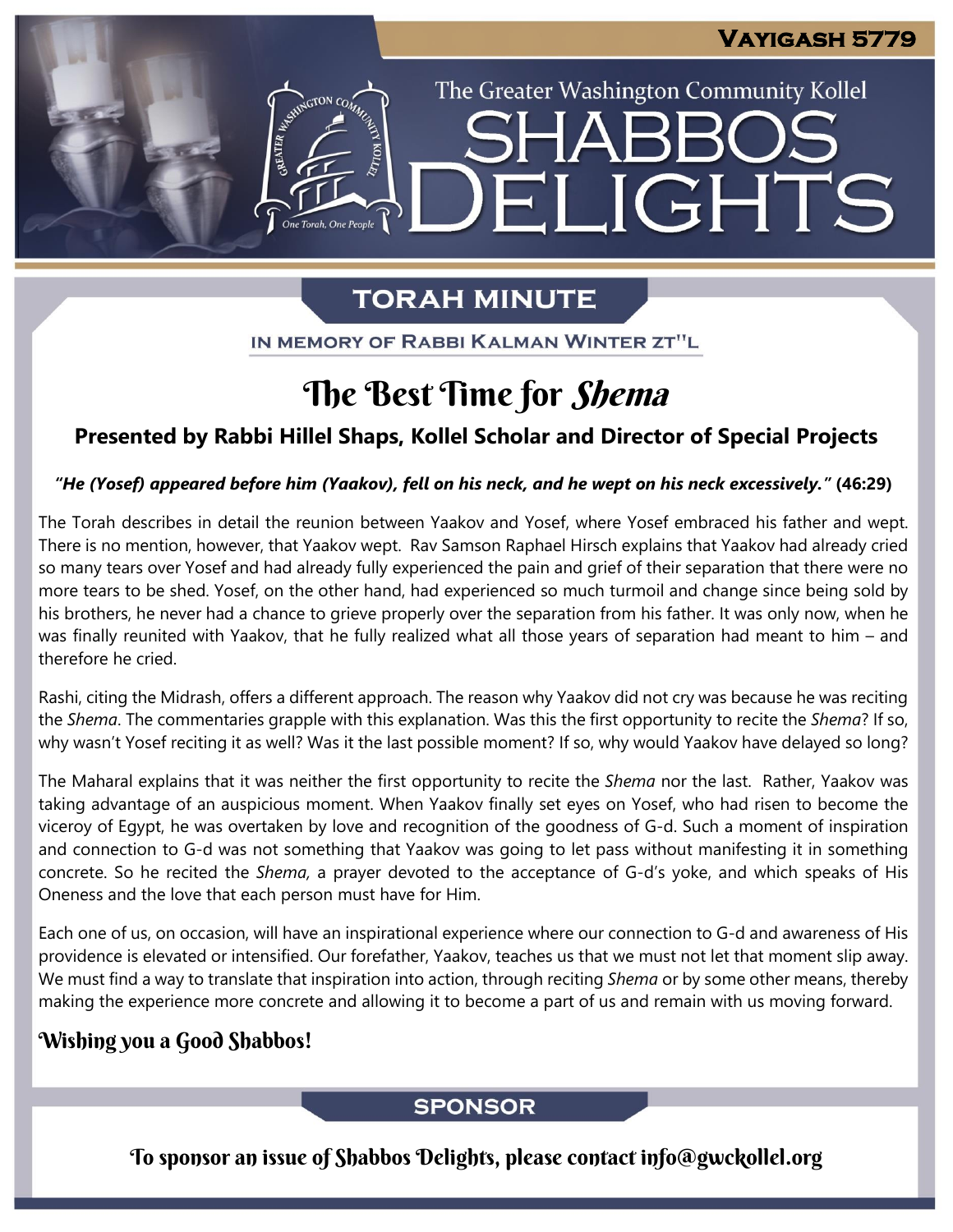Vayigash 5779

The Greater Washington Community Kollel

# Shabbos Delights

## TORAH MINUTE

IN MEMORY OF RABBI KALMAN WINTER ZT"L

# The Best Time for *Shema*

### Presented by Rabbi Hillel Shaps, Kollel Scholar and Director of Special Projects

***"He (Yosef) appeared before him (Yaakov), fell on his neck, and he wept on his neck excessively."*** **(46:29)**

The Torah describes in detail the reunion between Yaakov and Yosef, where Yosef embraced his father and wept. There is no mention, however, that Yaakov wept. Rav Samson Raphael Hirsch explains that Yaakov had already cried so many tears over Yosef and had already fully experienced the pain and grief of their separation that there were no more tears to be shed. Yosef, on the other hand, had experienced so much turmoil and change since being sold by his brothers, he never had a chance to grieve properly over the separation from his father. It was only now, when he was finally reunited with Yaakov, that he fully realized what all those years of separation had meant to him – and therefore he cried.

Rashi, citing the Midrash, offers a different approach. The reason why Yaakov did not cry was because he was reciting the *Shema*. The commentaries grapple with this explanation. Was this the first opportunity to recite the *Shema*? If so, why wasn't Yosef reciting it as well? Was it the last possible moment? If so, why would Yaakov have delayed so long?

The Maharal explains that it was neither the first opportunity to recite the *Shema* nor the last. Rather, Yaakov was taking advantage of an auspicious moment. When Yaakov finally set eyes on Yosef, who had risen to become the viceroy of Egypt, he was overtaken by love and recognition of the goodness of G-d. Such a moment of inspiration and connection to G-d was not something that Yaakov was going to let pass without manifesting it in something concrete. So he recited the *Shema,* a prayer devoted to the acceptance of G-d's yoke, and which speaks of His Oneness and the love that each person must have for Him.

Each one of us, on occasion, will have an inspirational experience where our connection to G-d and awareness of His providence is elevated or intensified. Our forefather, Yaakov, teaches us that we must not let that moment slip away. We must find a way to translate that inspiration into action, through reciting *Shema* or by some other means, thereby making the experience more concrete and allowing it to become a part of us and remain with us moving forward.

**Wishing you a Good Shabbos!**

## SPONSOR

To sponsor an issue of Shabbos Delights, please contact info@gwckollel.org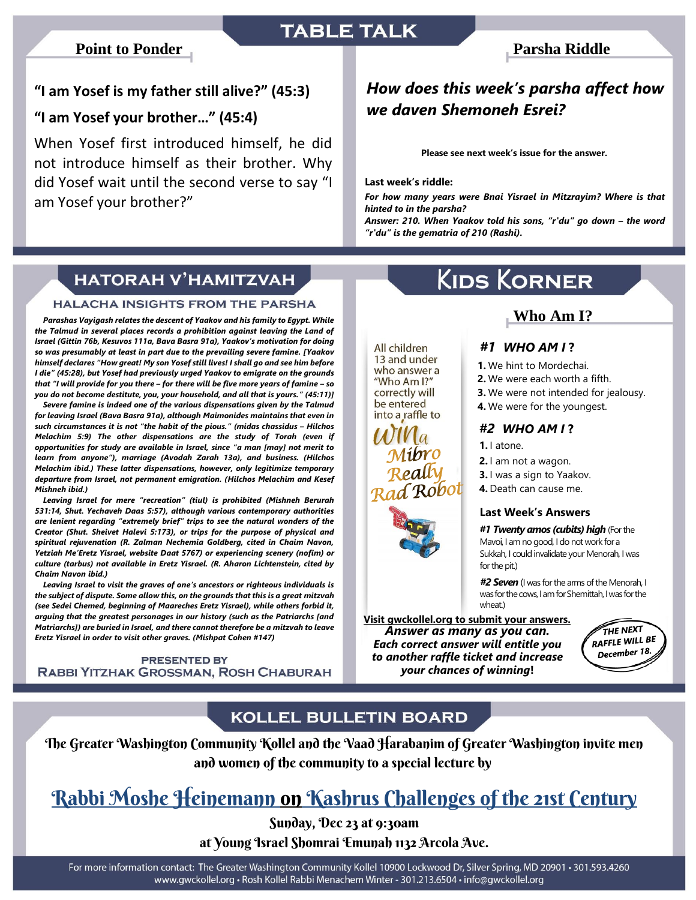# TABLE TALK

## Point to Ponder

**"I am Yosef is my father still alive?" (45:3)**

**"I am Yosef your brother…" (45:4)**

When Yosef first introduced himself, he did not introduce himself as their brother. Why did Yosef wait until the second verse to say "I am Yosef your brother?"

## Parsha Riddle

***How does this week's parsha affect how we daven Shemoneh Esrei?***

**Please see next week's issue for the answer.**

**Last week's riddle:**

***For how many years were Bnai Yisrael in Mitzrayim? Where is that hinted to in the parsha?***

***Answer: 210. When Yaakov told his sons, "r'du" go down – the word "r'du" is the gematria of 210 (Rashi).***

# HATORAH V'HAMITZVAH

## HALACHA INSIGHTS FROM THE PARSHA

***Parashas Vayigash relates the descent of Yaakov and his family to Egypt. While the Talmud in several places records a prohibition against leaving the Land of Israel (Gittin 76b, Kesuvos 111a, Bava Basra 91a), Yaakov's motivation for doing so was presumably at least in part due to the prevailing severe famine. [Yaakov himself declares "How great! My son Yosef still lives! I shall go and see him before I die" (45:28), but Yosef had previously urged Yaakov to emigrate on the grounds that "I will provide for you there – for there will be five more years of famine – so you do not become destitute, you, your household, and all that is yours." (45:11)]***

***Severe famine is indeed one of the various dispensations given by the Talmud for leaving Israel (Bava Basra 91a), although Maimonides maintains that even in such circumstances it is not "the habit of the pious." (midas chassidus – Hilchos Melachim 5:9) The other dispensations are the study of Torah (even if opportunities for study are available in Israel, since "a man [may] not merit to learn from anyone"), marriage (Avodah Zarah 13a), and business. (Hilchos Melachim ibid.) These latter dispensations, however, only legitimize temporary departure from Israel, not permanent emigration. (Hilchos Melachim and Kesef Mishneh ibid.)***

***Leaving Israel for mere "recreation" (tiul) is prohibited (Mishneh Berurah 531:14, Shut. Yechaveh Daas 5:57), although various contemporary authorities are lenient regarding "extremely brief" trips to see the natural wonders of the Creator (Shut. Sheivet Halevi 5:173), or trips for the purpose of physical and spiritual rejuvenation (R. Zalman Nechemia Goldberg, cited in Chaim Navon, Yetziah Me'Eretz Yisrael, website Daat 5767) or experiencing scenery (nofim) or culture (tarbus) not available in Eretz Yisrael. (R. Aharon Lichtenstein, cited by Chaim Navon ibid.)***

***Leaving Israel to visit the graves of one's ancestors or righteous individuals is the subject of dispute. Some allow this, on the grounds that this is a great mitzvah (see Sedei Chemed, beginning of Maareches Eretz Yisrael), while others forbid it, arguing that the greatest personages in our history (such as the Patriarchs [and Matriarchs]) are buried in Israel, and there cannot therefore be a mitzvah to leave Eretz Yisrael in order to visit other graves. (Mishpat Cohen #147)***

PRESENTED BY
RABBI YITZHAK GROSSMAN, ROSH CHABURAH

# KIDS KORNER

All children 13 and under who answer a "Who Am I?" correctly will be entered into a raffle to

**Win a Mibro Really Rad Robot**

## Who Am I?

### #1 WHO AM I ?

1. We hint to Mordechai.
2. We were each worth a fifth.
3. We were not intended for jealousy.
4. We were for the youngest.

### #2 WHO AM I ?

1. I atone.
2. I am not a wagon.
3. I was a sign to Yaakov.
4. Death can cause me.

### Last Week's Answers

***#1 Twenty amos (cubits) high*** (For the Mavoi, I am no good, I do not work for a Sukkah, I could invalidate your Menorah, I was for the pit.)

***#2 Seven*** (I was for the arms of the Menorah, I was for the cows, I am for Shemittah, I was for the wheat.)

**Visit gwckollel.org to submit your answers.**

***Answer as many as you can. Each correct answer will entitle you to another raffle ticket and increase your chances of winning!***

***THE NEXT RAFFLE WILL BE December 18.***

# KOLLEL BULLETIN BOARD

The Greater Washington Community Kollel and the Vaad Harabanim of Greater Washington invite men and women of the community to a special lecture by

## Rabbi Moshe Heinemann on Kashrus Challenges of the 21st Century

**Sunday, Dec 23 at 9:30am**

**at Young Israel Shomrai Emunah 1132 Arcola Ave.**

For more information contact: The Greater Washington Community Kollel 10900 Lockwood Dr, Silver Spring, MD 20901 • 301.593.4260
www.gwckollel.org • Rosh Kollel Rabbi Menachem Winter - 301.213.6504 • info@gwckollel.org